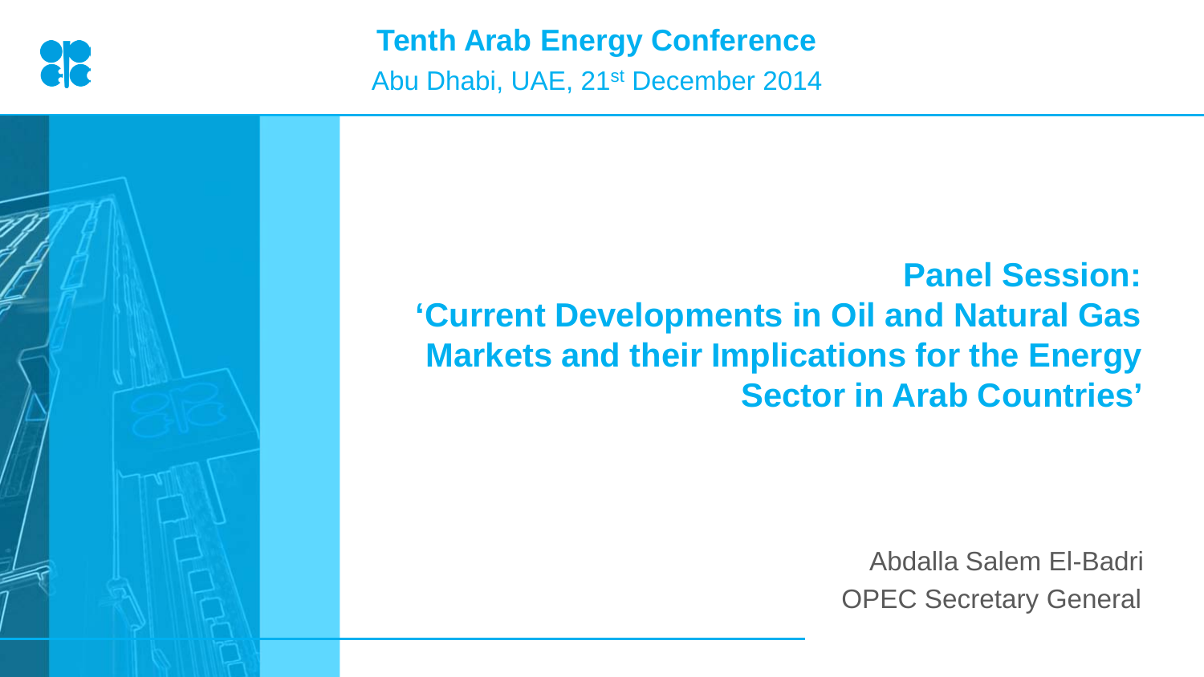# Tenth Arab Energy Conference

Abu Dhabi, UAE, 21st December 2014

## Panel Session:
## 'Current Developments in Oil and Natural Gas Markets and their Implications for the Energy Sector in Arab Countries'

Abdalla Salem El-Badri

OPEC Secretary General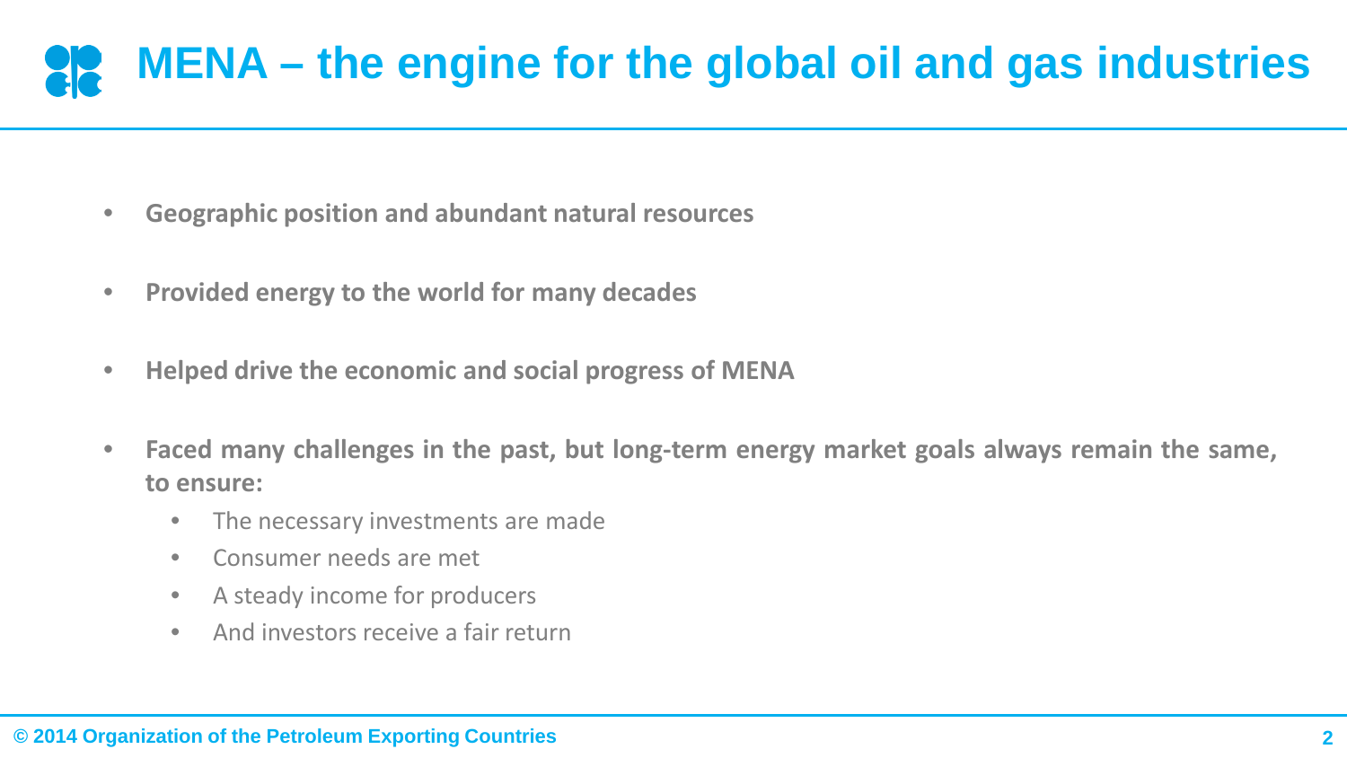# MENA – the engine for the global oil and gas industries

- **Geographic position and abundant natural resources**
- **Provided energy to the world for many decades**
- **Helped drive the economic and social progress of MENA**
- **Faced many challenges in the past, but long-term energy market goals always remain the same, to ensure:**
  - The necessary investments are made
  - Consumer needs are met
  - A steady income for producers
  - And investors receive a fair return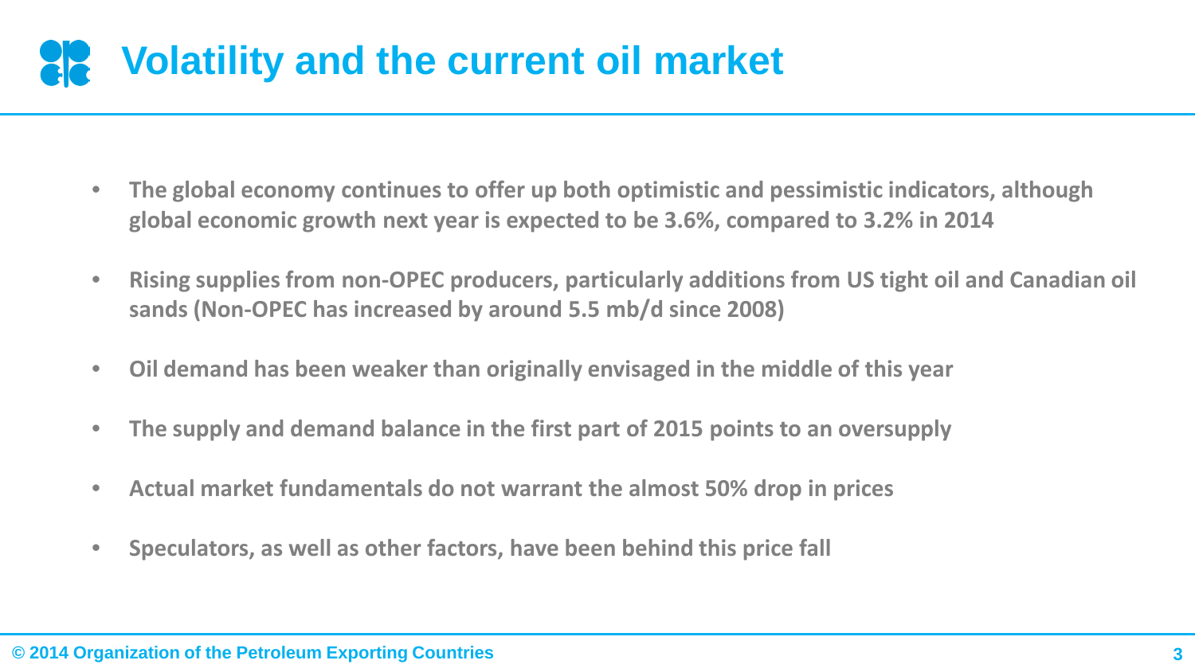# Volatility and the current oil market

- **The global economy continues to offer up both optimistic and pessimistic indicators, although global economic growth next year is expected to be 3.6%, compared to 3.2% in 2014**
- **Rising supplies from non-OPEC producers, particularly additions from US tight oil and Canadian oil sands (Non-OPEC has increased by around 5.5 mb/d since 2008)**
- **Oil demand has been weaker than originally envisaged in the middle of this year**
- **The supply and demand balance in the first part of 2015 points to an oversupply**
- **Actual market fundamentals do not warrant the almost 50% drop in prices**
- **Speculators, as well as other factors, have been behind this price fall**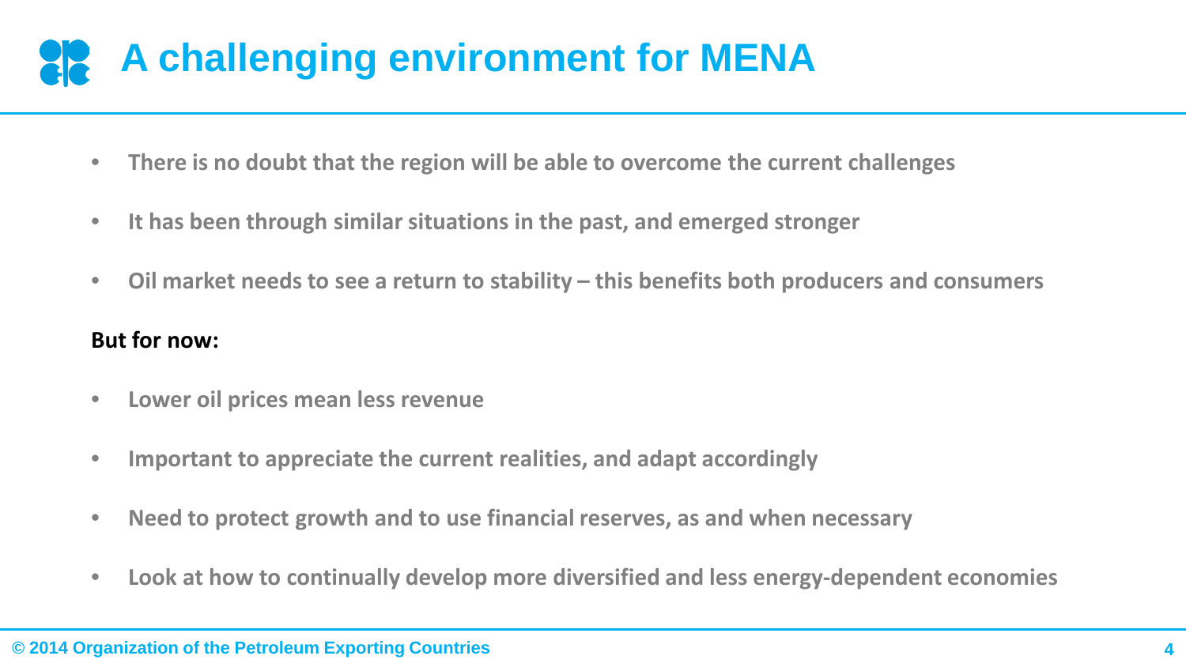# A challenging environment for MENA

- There is no doubt that the region will be able to overcome the current challenges
- It has been through similar situations in the past, and emerged stronger
- Oil market needs to see a return to stability – this benefits both producers and consumers

**But for now:**

- Lower oil prices mean less revenue
- Important to appreciate the current realities, and adapt accordingly
- Need to protect growth and to use financial reserves, as and when necessary
- Look at how to continually develop more diversified and less energy-dependent economies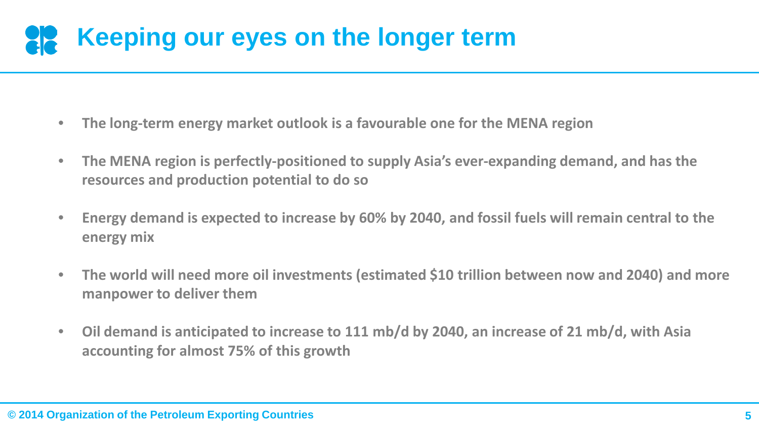# Keeping our eyes on the longer term

- **The long-term energy market outlook is a favourable one for the MENA region**
- **The MENA region is perfectly-positioned to supply Asia's ever-expanding demand, and has the resources and production potential to do so**
- **Energy demand is expected to increase by 60% by 2040, and fossil fuels will remain central to the energy mix**
- **The world will need more oil investments (estimated $10 trillion between now and 2040) and more manpower to deliver them**
- **Oil demand is anticipated to increase to 111 mb/d by 2040, an increase of 21 mb/d, with Asia accounting for almost 75% of this growth**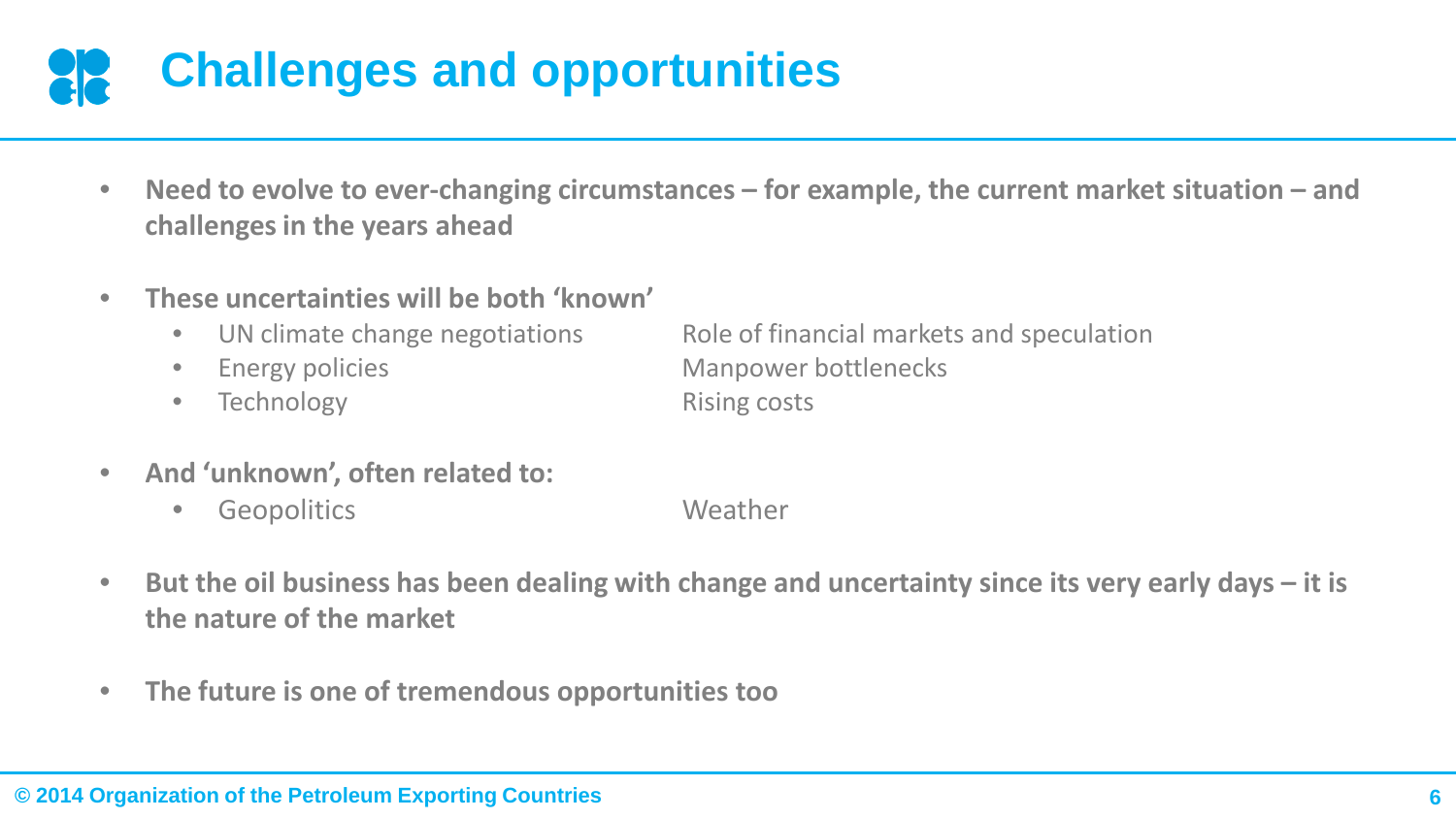# Challenges and opportunities

- **Need to evolve to ever-changing circumstances – for example, the current market situation – and challenges in the years ahead**

- **These uncertainties will be both 'known'**
  - UN climate change negotiations
  - Energy policies
  - Technology
  - Role of financial markets and speculation
  - Manpower bottlenecks
  - Rising costs

- **And 'unknown', often related to:**
  - Geopolitics
  - Weather

- **But the oil business has been dealing with change and uncertainty since its very early days – it is the nature of the market**

- **The future is one of tremendous opportunities too**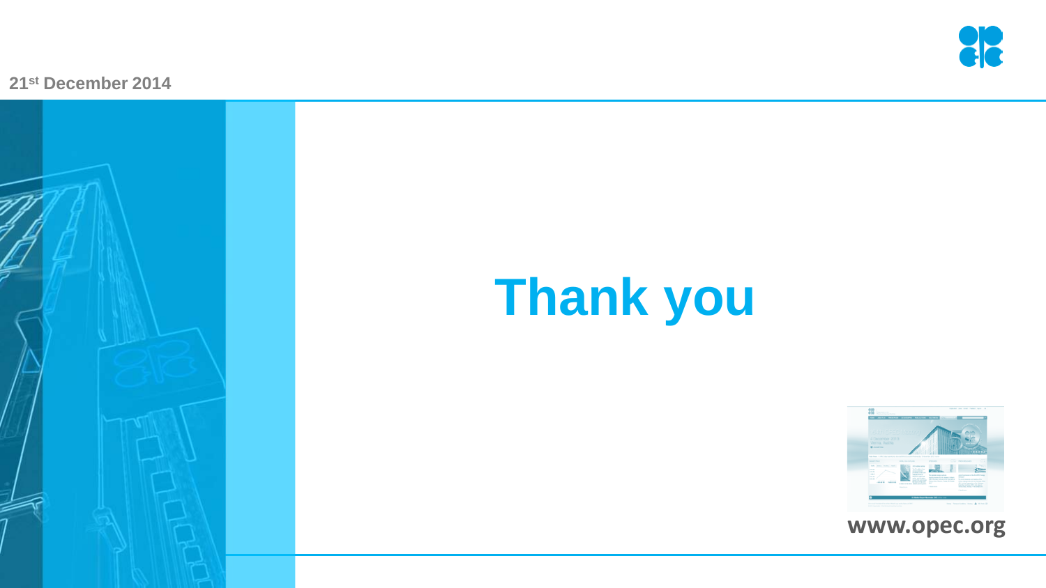21st December 2014

# Thank you

www.opec.org